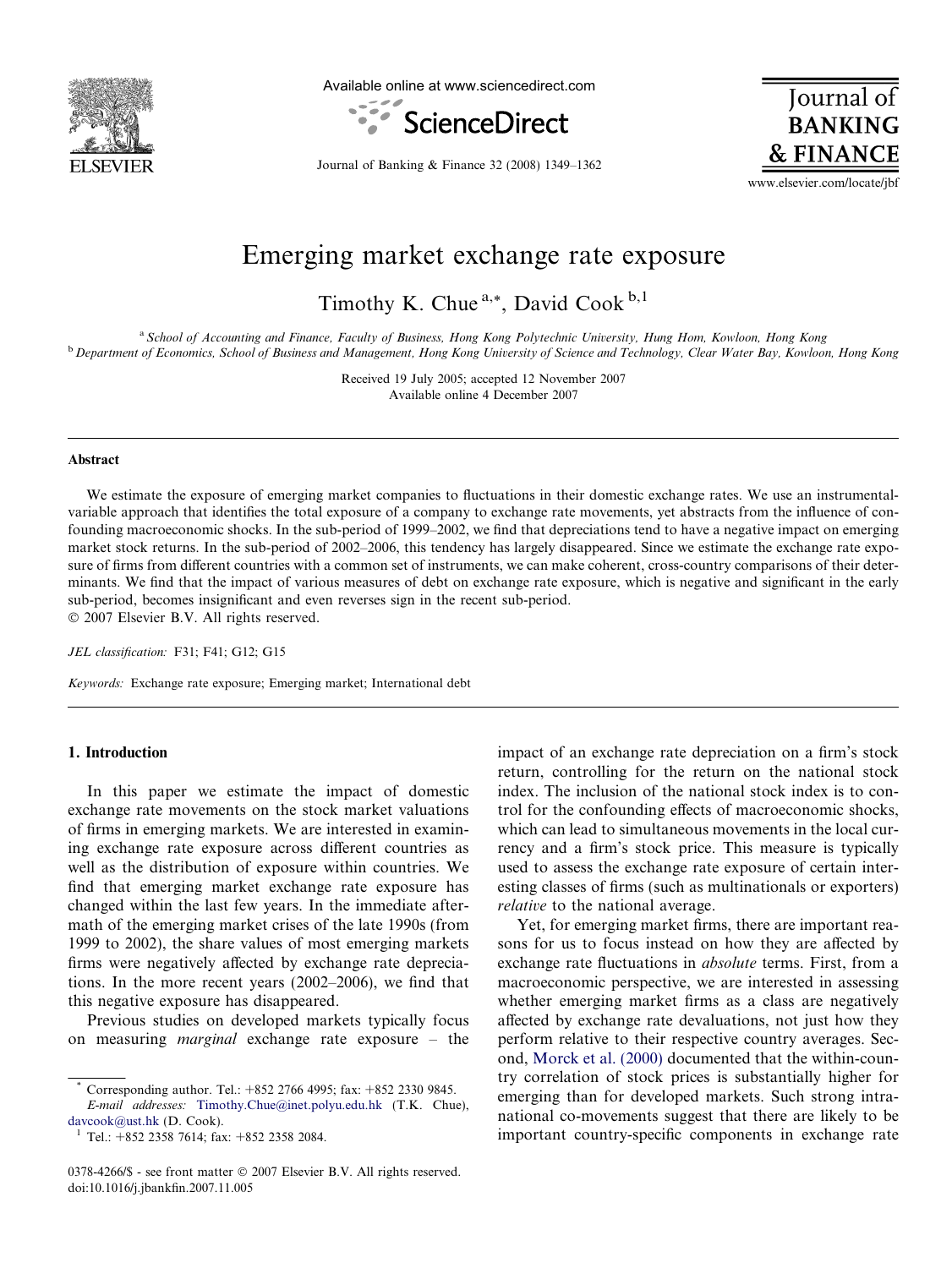# Emerging market exchange rate exposure

Timothy K. Chue [a,*], David Cook [b,1]

[a] School of Accounting and Finance, Faculty of Business, Hong Kong Polytechnic University, Hung Hom, Kowloon, Hong Kong
[b] Department of Economics, School of Business and Management, Hong Kong University of Science and Technology, Clear Water Bay, Kowloon, Hong Kong

Received 19 July 2005; accepted 12 November 2007
Available online 4 December 2007

## Abstract

We estimate the exposure of emerging market companies to fluctuations in their domestic exchange rates. We use an instrumental-variable approach that identifies the total exposure of a company to exchange rate movements, yet abstracts from the influence of confounding macroeconomic shocks. In the sub-period of 1999–2002, we find that depreciations tend to have a negative impact on emerging market stock returns. In the sub-period of 2002–2006, this tendency has largely disappeared. Since we estimate the exchange rate exposure of firms from different countries with a common set of instruments, we can make coherent, cross-country comparisons of their determinants. We find that the impact of various measures of debt on exchange rate exposure, which is negative and significant in the early sub-period, becomes insignificant and even reverses sign in the recent sub-period.

© 2007 Elsevier B.V. All rights reserved.

*JEL classification:* F31; F41; G12; G15

*Keywords:* Exchange rate exposure; Emerging market; International debt

## 1. Introduction

In this paper we estimate the impact of domestic exchange rate movements on the stock market valuations of firms in emerging markets. We are interested in examining exchange rate exposure across different countries as well as the distribution of exposure within countries. We find that emerging market exchange rate exposure has changed within the last few years. In the immediate aftermath of the emerging market crises of the late 1990s (from 1999 to 2002), the share values of most emerging markets firms were negatively affected by exchange rate depreciations. In the more recent years (2002–2006), we find that this negative exposure has disappeared.

Previous studies on developed markets typically focus on measuring *marginal* exchange rate exposure – the impact of an exchange rate depreciation on a firm's stock return, controlling for the return on the national stock index. The inclusion of the national stock index is to control for the confounding effects of macroeconomic shocks, which can lead to simultaneous movements in the local currency and a firm's stock price. This measure is typically used to assess the exchange rate exposure of certain interesting classes of firms (such as multinationals or exporters) *relative* to the national average.

Yet, for emerging market firms, there are important reasons for us to focus instead on how they are affected by exchange rate fluctuations in *absolute* terms. First, from a macroeconomic perspective, we are interested in assessing whether emerging market firms as a class are negatively affected by exchange rate devaluations, not just how they perform relative to their respective country averages. Second, Morck et al. (2000) documented that the within-country correlation of stock prices is substantially higher for emerging than for developed markets. Such strong intra-national co-movements suggest that there are likely to be important country-specific components in exchange rate

\* Corresponding author. Tel.: +852 2766 4995; fax: +852 2330 9845.
*E-mail addresses:* Timothy.Chue@inet.polyu.edu.hk (T.K. Chue), davcook@ust.hk (D. Cook).
[1] Tel.: +852 2358 7614; fax: +852 2358 2084.

0378-4266/$ - see front matter © 2007 Elsevier B.V. All rights reserved.
doi:10.1016/j.jbankfin.2007.11.005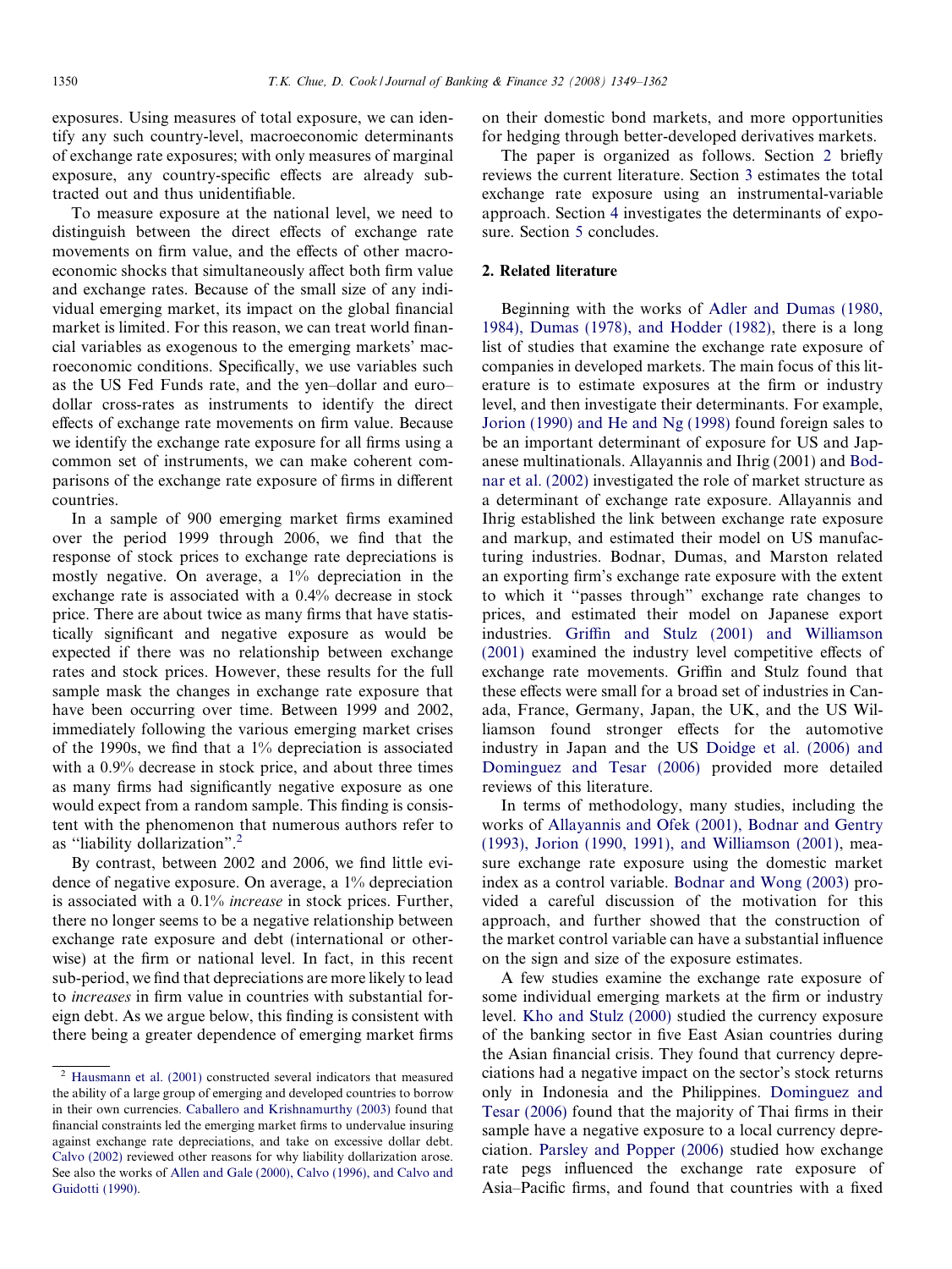exposures. Using measures of total exposure, we can identify any such country-level, macroeconomic determinants of exchange rate exposures; with only measures of marginal exposure, any country-specific effects are already subtracted out and thus unidentifiable.

To measure exposure at the national level, we need to distinguish between the direct effects of exchange rate movements on firm value, and the effects of other macroeconomic shocks that simultaneously affect both firm value and exchange rates. Because of the small size of any individual emerging market, its impact on the global financial market is limited. For this reason, we can treat world financial variables as exogenous to the emerging markets' macroeconomic conditions. Specifically, we use variables such as the US Fed Funds rate, and the yen–dollar and euro–dollar cross-rates as instruments to identify the direct effects of exchange rate movements on firm value. Because we identify the exchange rate exposure for all firms using a common set of instruments, we can make coherent comparisons of the exchange rate exposure of firms in different countries.

In a sample of 900 emerging market firms examined over the period 1999 through 2006, we find that the response of stock prices to exchange rate depreciations is mostly negative. On average, a 1% depreciation in the exchange rate is associated with a 0.4% decrease in stock price. There are about twice as many firms that have statistically significant and negative exposure as would be expected if there was no relationship between exchange rates and stock prices. However, these results for the full sample mask the changes in exchange rate exposure that have been occurring over time. Between 1999 and 2002, immediately following the various emerging market crises of the 1990s, we find that a 1% depreciation is associated with a 0.9% decrease in stock price, and about three times as many firms had significantly negative exposure as one would expect from a random sample. This finding is consistent with the phenomenon that numerous authors refer to as "liability dollarization".[2]

By contrast, between 2002 and 2006, we find little evidence of negative exposure. On average, a 1% depreciation is associated with a 0.1% *increase* in stock prices. Further, there no longer seems to be a negative relationship between exchange rate exposure and debt (international or otherwise) at the firm or national level. In fact, in this recent sub-period, we find that depreciations are more likely to lead to *increases* in firm value in countries with substantial foreign debt. As we argue below, this finding is consistent with there being a greater dependence of emerging market firms on their domestic bond markets, and more opportunities for hedging through better-developed derivatives markets.

The paper is organized as follows. Section 2 briefly reviews the current literature. Section 3 estimates the total exchange rate exposure using an instrumental-variable approach. Section 4 investigates the determinants of exposure. Section 5 concludes.

## 2. Related literature

Beginning with the works of Adler and Dumas (1980, 1984), Dumas (1978), and Hodder (1982), there is a long list of studies that examine the exchange rate exposure of companies in developed markets. The main focus of this literature is to estimate exposures at the firm or industry level, and then investigate their determinants. For example, Jorion (1990) and He and Ng (1998) found foreign sales to be an important determinant of exposure for US and Japanese multinationals. Allayannis and Ihrig (2001) and Bodnar et al. (2002) investigated the role of market structure as a determinant of exchange rate exposure. Allayannis and Ihrig established the link between exchange rate exposure and markup, and estimated their model on US manufacturing industries. Bodnar, Dumas, and Marston related an exporting firm's exchange rate exposure with the extent to which it "passes through" exchange rate changes to prices, and estimated their model on Japanese export industries. Griffin and Stulz (2001) and Williamson (2001) examined the industry level competitive effects of exchange rate movements. Griffin and Stulz found that these effects were small for a broad set of industries in Canada, France, Germany, Japan, the UK, and the US Williamson found stronger effects for the automotive industry in Japan and the US Doidge et al. (2006) and Dominguez and Tesar (2006) provided more detailed reviews of this literature.

In terms of methodology, many studies, including the works of Allayannis and Ofek (2001), Bodnar and Gentry (1993), Jorion (1990, 1991), and Williamson (2001), measure exchange rate exposure using the domestic market index as a control variable. Bodnar and Wong (2003) provided a careful discussion of the motivation for this approach, and further showed that the construction of the market control variable can have a substantial influence on the sign and size of the exposure estimates.

A few studies examine the exchange rate exposure of some individual emerging markets at the firm or industry level. Kho and Stulz (2000) studied the currency exposure of the banking sector in five East Asian countries during the Asian financial crisis. They found that currency depreciations had a negative impact on the sector's stock returns only in Indonesia and the Philippines. Dominguez and Tesar (2006) found that the majority of Thai firms in their sample have a negative exposure to a local currency depreciation. Parsley and Popper (2006) studied how exchange rate pegs influenced the exchange rate exposure of Asia–Pacific firms, and found that countries with a fixed

[2] Hausmann et al. (2001) constructed several indicators that measured the ability of a large group of emerging and developed countries to borrow in their own currencies. Caballero and Krishnamurthy (2003) found that financial constraints led the emerging market firms to undervalue insuring against exchange rate depreciations, and take on excessive dollar debt. Calvo (2002) reviewed other reasons for why liability dollarization arose. See also the works of Allen and Gale (2000), Calvo (1996), and Calvo and Guidotti (1990).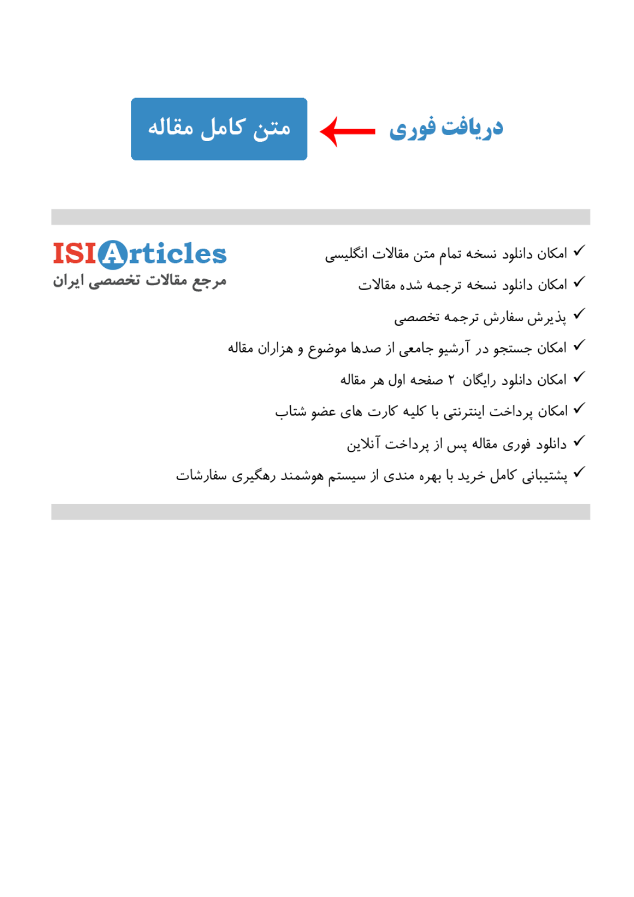دریافت فوری ← **متن کامل مقاله**

**ISIArticles**
مرجع مقالات تخصصی ایران

- ✓ امکان دانلود نسخه تمام متن مقالات انگلیسی
- ✓ امکان دانلود نسخه ترجمه شده مقالات
- ✓ پذیرش سفارش ترجمه تخصصی
- ✓ امکان جستجو در آرشیو جامعی از صدها موضوع و هزاران مقاله
- ✓ امکان دانلود رایگان ۲ صفحه اول هر مقاله
- ✓ امکان پرداخت اینترنتی با کلیه کارت های عضو شتاب
- ✓ دانلود فوری مقاله پس از پرداخت آنلاین
- ✓ پشتیبانی کامل خرید با بهره مندی از سیستم هوشمند رهگیری سفارشات